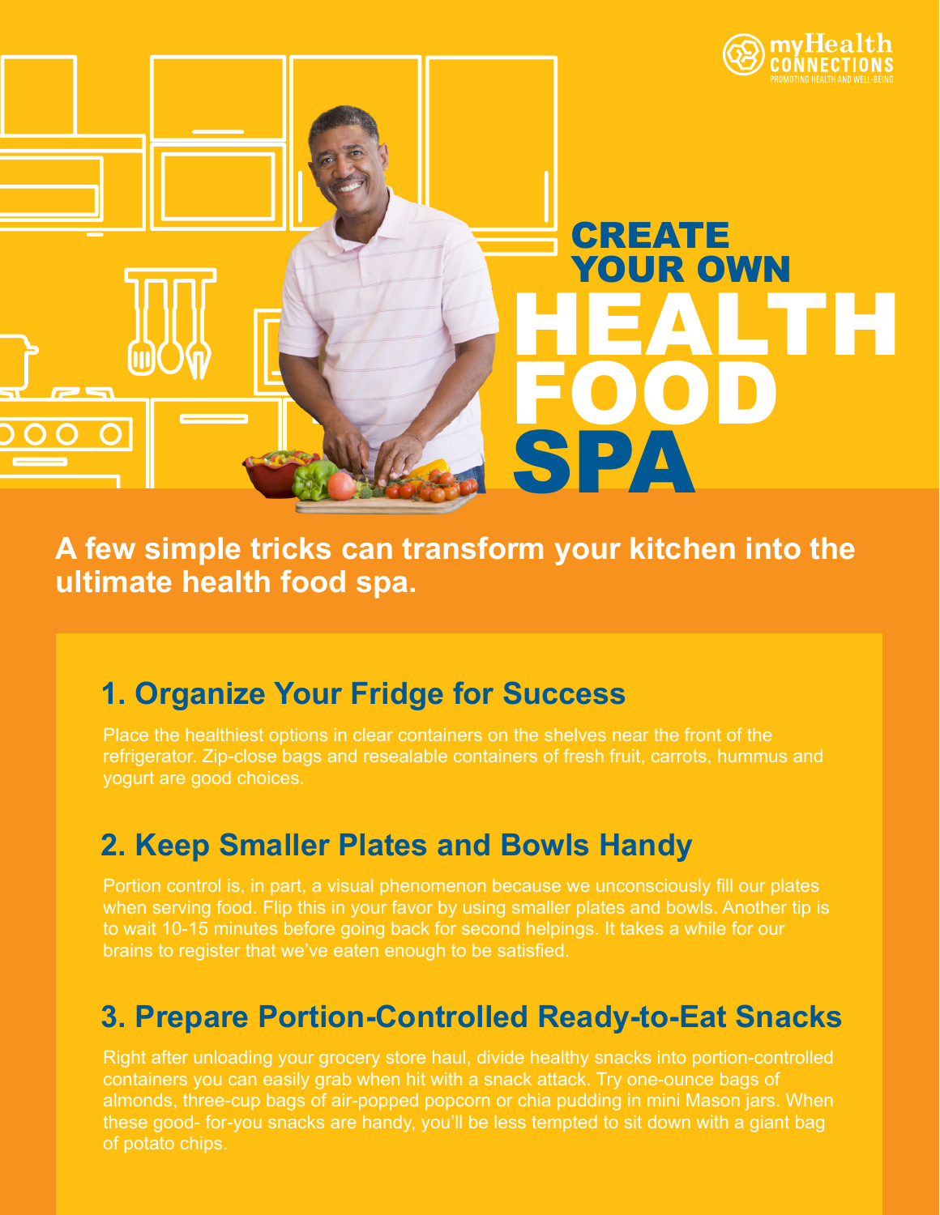myHealth CONNECTIONS
PROMOTING HEALTH AND WELL-BEING

# CREATE YOUR OWN HEALTH FOOD SPA

**A few simple tricks can transform your kitchen into the ultimate health food spa.**

## 1. Organize Your Fridge for Success

Place the healthiest options in clear containers on the shelves near the front of the refrigerator. Zip-close bags and resealable containers of fresh fruit, carrots, hummus and yogurt are good choices.

## 2. Keep Smaller Plates and Bowls Handy

Portion control is, in part, a visual phenomenon because we unconsciously fill our plates when serving food. Flip this in your favor by using smaller plates and bowls. Another tip is to wait 10-15 minutes before going back for second helpings. It takes a while for our brains to register that we've eaten enough to be satisfied.

## 3. Prepare Portion-Controlled Ready-to-Eat Snacks

Right after unloading your grocery store haul, divide healthy snacks into portion-controlled containers you can easily grab when hit with a snack attack. Try one-ounce bags of almonds, three-cup bags of air-popped popcorn or chia pudding in mini Mason jars. When these good- for-you snacks are handy, you'll be less tempted to sit down with a giant bag of potato chips.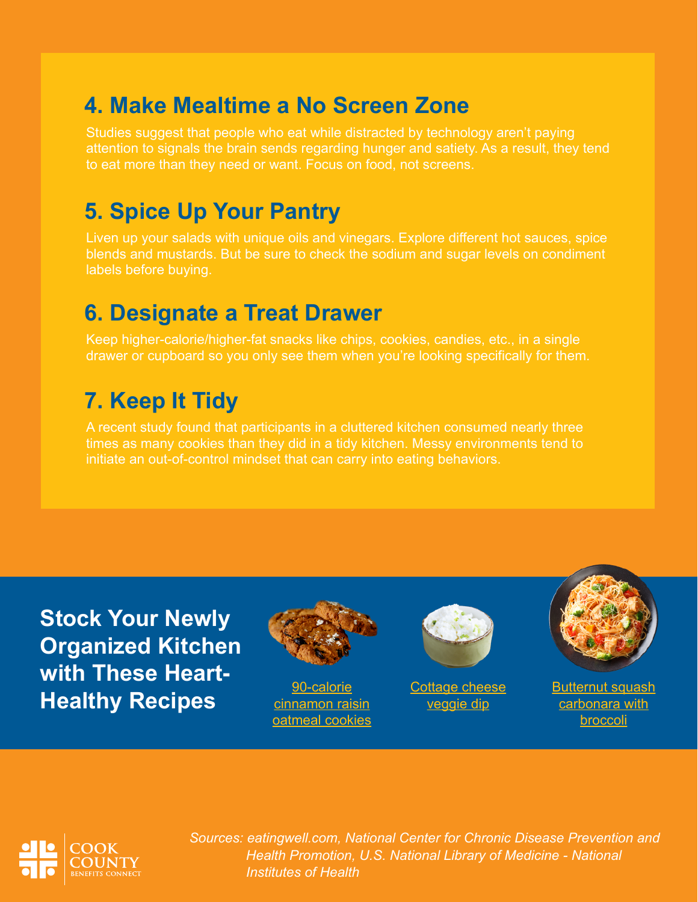## 4. Make Mealtime a No Screen Zone

Studies suggest that people who eat while distracted by technology aren't paying attention to signals the brain sends regarding hunger and satiety. As a result, they tend to eat more than they need or want. Focus on food, not screens.

## 5. Spice Up Your Pantry

Liven up your salads with unique oils and vinegars. Explore different hot sauces, spice blends and mustards. But be sure to check the sodium and sugar levels on condiment labels before buying.

## 6. Designate a Treat Drawer

Keep higher-calorie/higher-fat snacks like chips, cookies, candies, etc., in a single drawer or cupboard so you only see them when you're looking specifically for them.

## 7. Keep It Tidy

A recent study found that participants in a cluttered kitchen consumed nearly three times as many cookies than they did in a tidy kitchen. Messy environments tend to initiate an out-of-control mindset that can carry into eating behaviors.

## Stock Your Newly Organized Kitchen with These Heart-Healthy Recipes

- 90-calorie cinnamon raisin oatmeal cookies
- Cottage cheese veggie dip
- Butternut squash carbonara with broccoli

COOK COUNTY BENEFITS CONNECT

*Sources: eatingwell.com, National Center for Chronic Disease Prevention and Health Promotion, U.S. National Library of Medicine - National Institutes of Health*